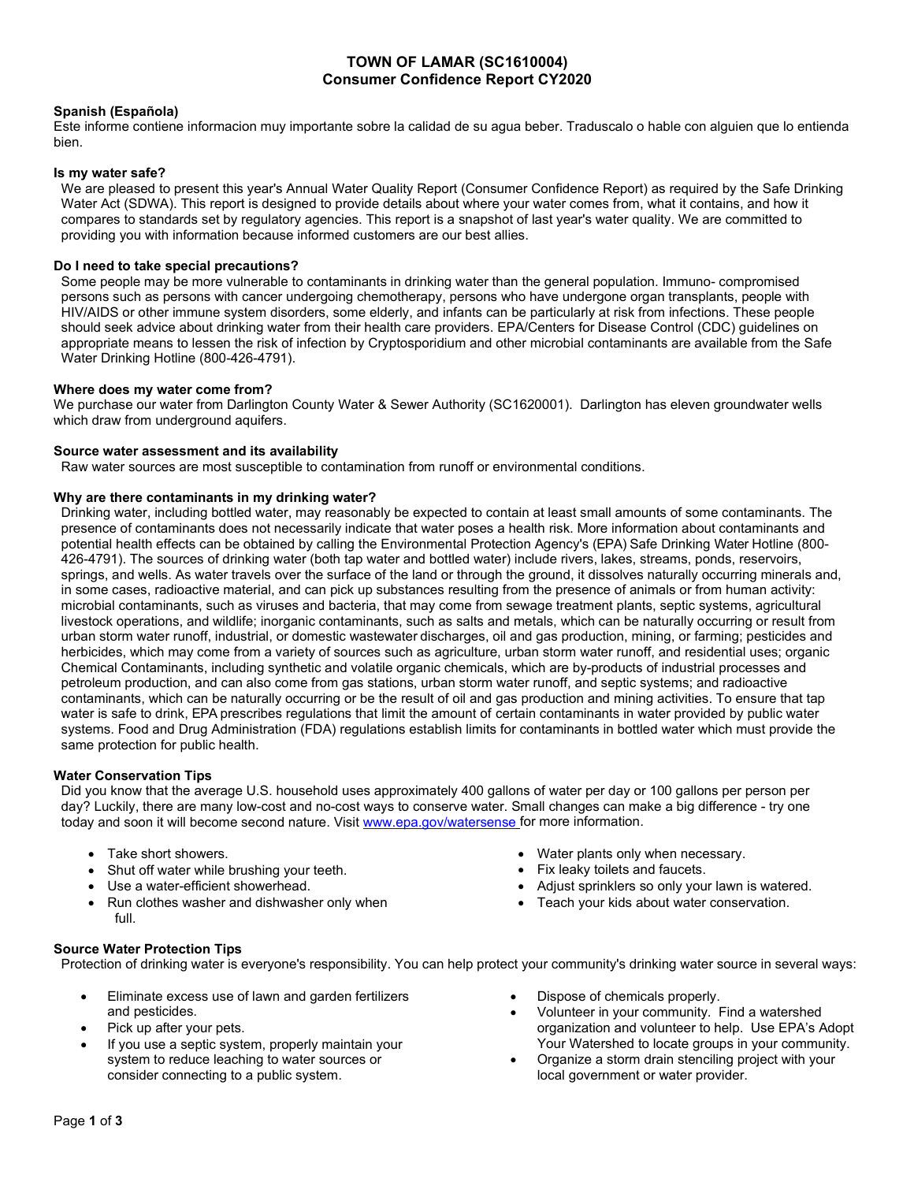# TOWN OF LAMAR (SC1610004)
## Consumer Confidence Report CY2020

### Spanish (Española)

Este informe contiene informacion muy importante sobre la calidad de su agua beber. Traduscalo o hable con alguien que lo entienda bien.

### Is my water safe?

We are pleased to present this year's Annual Water Quality Report (Consumer Confidence Report) as required by the Safe Drinking Water Act (SDWA). This report is designed to provide details about where your water comes from, what it contains, and how it compares to standards set by regulatory agencies. This report is a snapshot of last year's water quality. We are committed to providing you with information because informed customers are our best allies.

### Do I need to take special precautions?

Some people may be more vulnerable to contaminants in drinking water than the general population. Immuno- compromised persons such as persons with cancer undergoing chemotherapy, persons who have undergone organ transplants, people with HIV/AIDS or other immune system disorders, some elderly, and infants can be particularly at risk from infections. These people should seek advice about drinking water from their health care providers. EPA/Centers for Disease Control (CDC) guidelines on appropriate means to lessen the risk of infection by Cryptosporidium and other microbial contaminants are available from the Safe Water Drinking Hotline (800-426-4791).

### Where does my water come from?

We purchase our water from Darlington County Water & Sewer Authority (SC1620001). Darlington has eleven groundwater wells which draw from underground aquifers.

### Source water assessment and its availability

Raw water sources are most susceptible to contamination from runoff or environmental conditions.

### Why are there contaminants in my drinking water?

Drinking water, including bottled water, may reasonably be expected to contain at least small amounts of some contaminants. The presence of contaminants does not necessarily indicate that water poses a health risk. More information about contaminants and potential health effects can be obtained by calling the Environmental Protection Agency's (EPA) Safe Drinking Water Hotline (800-426-4791). The sources of drinking water (both tap water and bottled water) include rivers, lakes, streams, ponds, reservoirs, springs, and wells. As water travels over the surface of the land or through the ground, it dissolves naturally occurring minerals and, in some cases, radioactive material, and can pick up substances resulting from the presence of animals or from human activity: microbial contaminants, such as viruses and bacteria, that may come from sewage treatment plants, septic systems, agricultural livestock operations, and wildlife; inorganic contaminants, such as salts and metals, which can be naturally occurring or result from urban storm water runoff, industrial, or domestic wastewater discharges, oil and gas production, mining, or farming; pesticides and herbicides, which may come from a variety of sources such as agriculture, urban storm water runoff, and residential uses; organic Chemical Contaminants, including synthetic and volatile organic chemicals, which are by-products of industrial processes and petroleum production, and can also come from gas stations, urban storm water runoff, and septic systems; and radioactive contaminants, which can be naturally occurring or be the result of oil and gas production and mining activities. To ensure that tap water is safe to drink, EPA prescribes regulations that limit the amount of certain contaminants in water provided by public water systems. Food and Drug Administration (FDA) regulations establish limits for contaminants in bottled water which must provide the same protection for public health.

### Water Conservation Tips

Did you know that the average U.S. household uses approximately 400 gallons of water per day or 100 gallons per person per day? Luckily, there are many low-cost and no-cost ways to conserve water. Small changes can make a big difference - try one today and soon it will become second nature. Visit www.epa.gov/watersense for more information.

- Take short showers.
- Shut off water while brushing your teeth.
- Use a water-efficient showerhead.
- Run clothes washer and dishwasher only when full.
- Water plants only when necessary.
- Fix leaky toilets and faucets.
- Adjust sprinklers so only your lawn is watered.
- Teach your kids about water conservation.

### Source Water Protection Tips

Protection of drinking water is everyone's responsibility. You can help protect your community's drinking water source in several ways:

- Eliminate excess use of lawn and garden fertilizers and pesticides.
- Pick up after your pets.
- If you use a septic system, properly maintain your system to reduce leaching to water sources or consider connecting to a public system.
- Dispose of chemicals properly.
- Volunteer in your community. Find a watershed organization and volunteer to help. Use EPA's Adopt Your Watershed to locate groups in your community.
- Organize a storm drain stenciling project with your local government or water provider.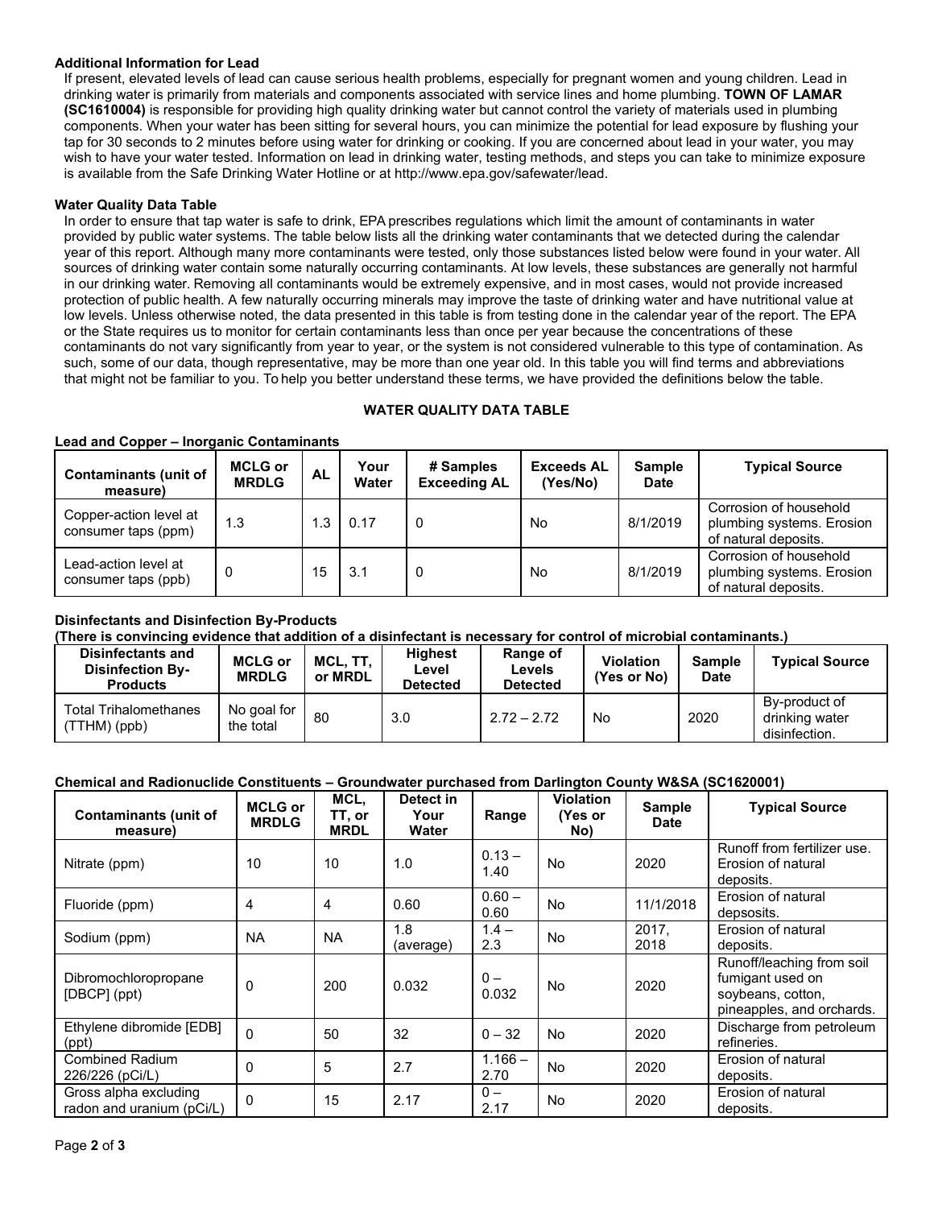### Additional Information for Lead

If present, elevated levels of lead can cause serious health problems, especially for pregnant women and young children. Lead in drinking water is primarily from materials and components associated with service lines and home plumbing. **TOWN OF LAMAR (SC1610004)** is responsible for providing high quality drinking water but cannot control the variety of materials used in plumbing components. When your water has been sitting for several hours, you can minimize the potential for lead exposure by flushing your tap for 30 seconds to 2 minutes before using water for drinking or cooking. If you are concerned about lead in your water, you may wish to have your water tested. Information on lead in drinking water, testing methods, and steps you can take to minimize exposure is available from the Safe Drinking Water Hotline or at http://www.epa.gov/safewater/lead.

### Water Quality Data Table

In order to ensure that tap water is safe to drink, EPA prescribes regulations which limit the amount of contaminants in water provided by public water systems. The table below lists all the drinking water contaminants that we detected during the calendar year of this report. Although many more contaminants were tested, only those substances listed below were found in your water. All sources of drinking water contain some naturally occurring contaminants. At low levels, these substances are generally not harmful in our drinking water. Removing all contaminants would be extremely expensive, and in most cases, would not provide increased protection of public health. A few naturally occurring minerals may improve the taste of drinking water and have nutritional value at low levels. Unless otherwise noted, the data presented in this table is from testing done in the calendar year of the report. The EPA or the State requires us to monitor for certain contaminants less than once per year because the concentrations of these contaminants do not vary significantly from year to year, or the system is not considered vulnerable to this type of contamination. As such, some of our data, though representative, may be more than one year old. In this table you will find terms and abbreviations that might not be familiar to you. To help you better understand these terms, we have provided the definitions below the table.

## WATER QUALITY DATA TABLE

**Lead and Copper – Inorganic Contaminants**

| Contaminants (unit of measure) | MCLG or MRDLG | AL | Your Water | # Samples Exceeding AL | Exceeds AL (Yes/No) | Sample Date | Typical Source |
|---|---|---|---|---|---|---|---|
| Copper-action level at consumer taps (ppm) | 1.3 | 1.3 | 0.17 | 0 | No | 8/1/2019 | Corrosion of household plumbing systems. Erosion of natural deposits. |
| Lead-action level at consumer taps (ppb) | 0 | 15 | 3.1 | 0 | No | 8/1/2019 | Corrosion of household plumbing systems. Erosion of natural deposits. |

**Disinfectants and Disinfection By-Products**
**(There is convincing evidence that addition of a disinfectant is necessary for control of microbial contaminants.)**

| Disinfectants and Disinfection By-Products | MCLG or MRDLG | MCL, TT, or MRDL | Highest Level Detected | Range of Levels Detected | Violation (Yes or No) | Sample Date | Typical Source |
|---|---|---|---|---|---|---|---|
| Total Trihalomethanes (TTHM) (ppb) | No goal for the total | 80 | 3.0 | 2.72 – 2.72 | No | 2020 | By-product of drinking water disinfection. |

**Chemical and Radionuclide Constituents – Groundwater purchased from Darlington County W&SA (SC1620001)**

| Contaminants (unit of measure) | MCLG or MRDLG | MCL, TT, or MRDL | Detect in Your Water | Range | Violation (Yes or No) | Sample Date | Typical Source |
|---|---|---|---|---|---|---|---|
| Nitrate (ppm) | 10 | 10 | 1.0 | 0.13 – 1.40 | No | 2020 | Runoff from fertilizer use. Erosion of natural deposits. |
| Fluoride (ppm) | 4 | 4 | 0.60 | 0.60 – 0.60 | No | 11/1/2018 | Erosion of natural depsosits. |
| Sodium (ppm) | NA | NA | 1.8 (average) | 1.4 – 2.3 | No | 2017, 2018 | Erosion of natural deposits. |
| Dibromochloropropane [DBCP] (ppt) | 0 | 200 | 0.032 | 0 – 0.032 | No | 2020 | Runoff/leaching from soil fumigant used on soybeans, cotton, pineapples, and orchards. |
| Ethylene dibromide [EDB] (ppt) | 0 | 50 | 32 | 0 – 32 | No | 2020 | Discharge from petroleum refineries. |
| Combined Radium 226/226 (pCi/L) | 0 | 5 | 2.7 | 1.166 – 2.70 | No | 2020 | Erosion of natural deposits. |
| Gross alpha excluding radon and uranium (pCi/L) | 0 | 15 | 2.17 | 0 – 2.17 | No | 2020 | Erosion of natural deposits. |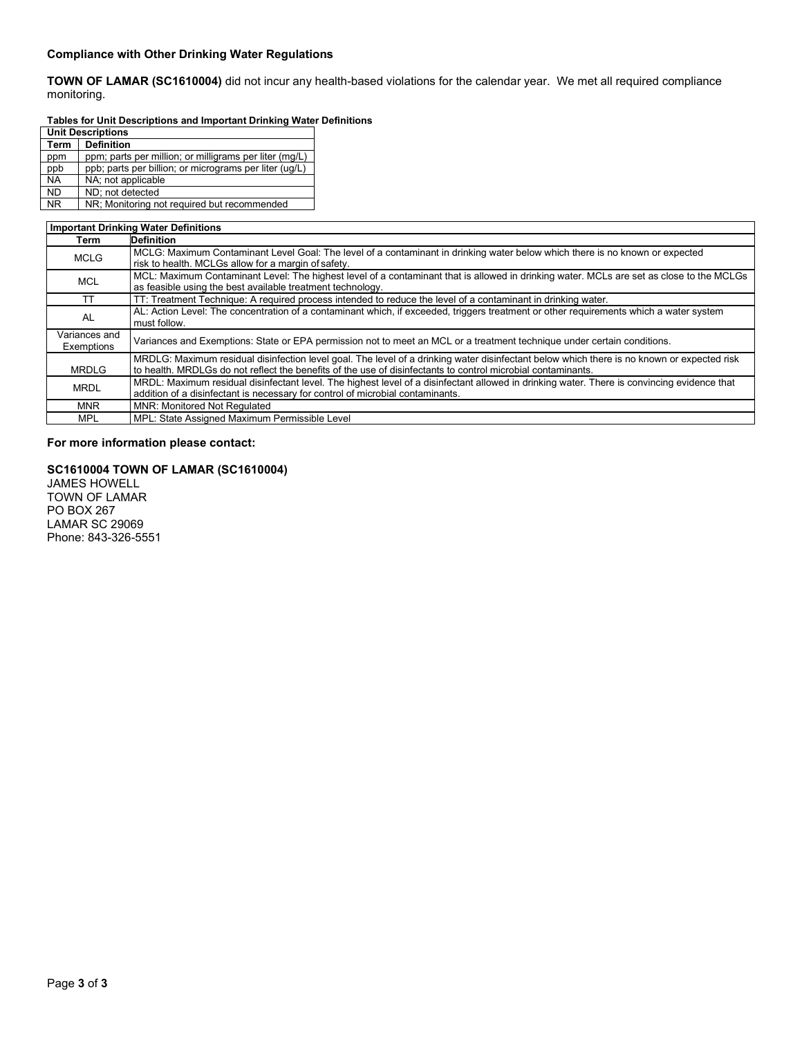**Compliance with Other Drinking Water Regulations**

**TOWN OF LAMAR (SC1610004)** did not incur any health-based violations for the calendar year. We met all required compliance monitoring.

**Tables for Unit Descriptions and Important Drinking Water Definitions**

| Unit Descriptions | |
|---|---|
| **Term** | **Definition** |
| ppm | ppm; parts per million; or milligrams per liter (mg/L) |
| ppb | ppb; parts per billion; or micrograms per liter (ug/L) |
| NA | NA; not applicable |
| ND | ND; not detected |
| NR | NR; Monitoring not required but recommended |

| Important Drinking Water Definitions | |
|---|---|
| **Term** | **Definition** |
| MCLG | MCLG: Maximum Contaminant Level Goal: The level of a contaminant in drinking water below which there is no known or expected risk to health. MCLGs allow for a margin of safety. |
| MCL | MCL: Maximum Contaminant Level: The highest level of a contaminant that is allowed in drinking water. MCLs are set as close to the MCLGs as feasible using the best available treatment technology. |
| TT | TT: Treatment Technique: A required process intended to reduce the level of a contaminant in drinking water. |
| AL | AL: Action Level: The concentration of a contaminant which, if exceeded, triggers treatment or other requirements which a water system must follow. |
| Variances and Exemptions | Variances and Exemptions: State or EPA permission not to meet an MCL or a treatment technique under certain conditions. |
| MRDLG | MRDLG: Maximum residual disinfection level goal. The level of a drinking water disinfectant below which there is no known or expected risk to health. MRDLGs do not reflect the benefits of the use of disinfectants to control microbial contaminants. |
| MRDL | MRDL: Maximum residual disinfectant level. The highest level of a disinfectant allowed in drinking water. There is convincing evidence that addition of a disinfectant is necessary for control of microbial contaminants. |
| MNR | MNR: Monitored Not Regulated |
| MPL | MPL: State Assigned Maximum Permissible Level |

**For more information please contact:**

**SC1610004 TOWN OF LAMAR (SC1610004)**
JAMES HOWELL
TOWN OF LAMAR
PO BOX 267
LAMAR SC 29069
Phone: 843-326-5551